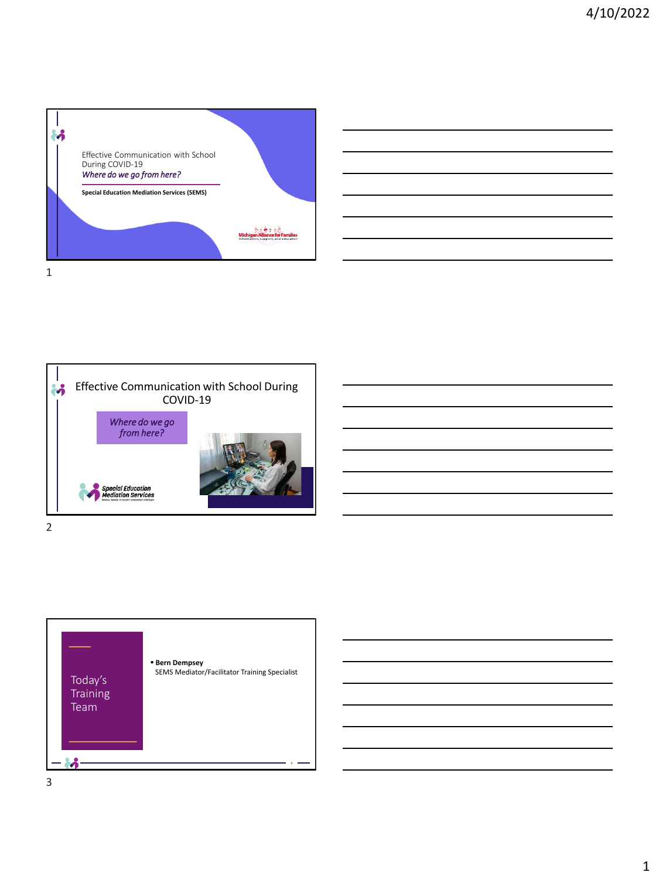Effective Communication with School During COVID-19

*Where do we go from here?*

**Special Education Mediation Services (SEMS)**

Michigan Alliance for Families

Information, support, and education

# Effective Communication with School During COVID-19

*Where do we go from here?*

Special Education Mediation Services

## Today's Training Team

- **Bern Dempsey**
  SEMS Mediator/Facilitator Training Specialist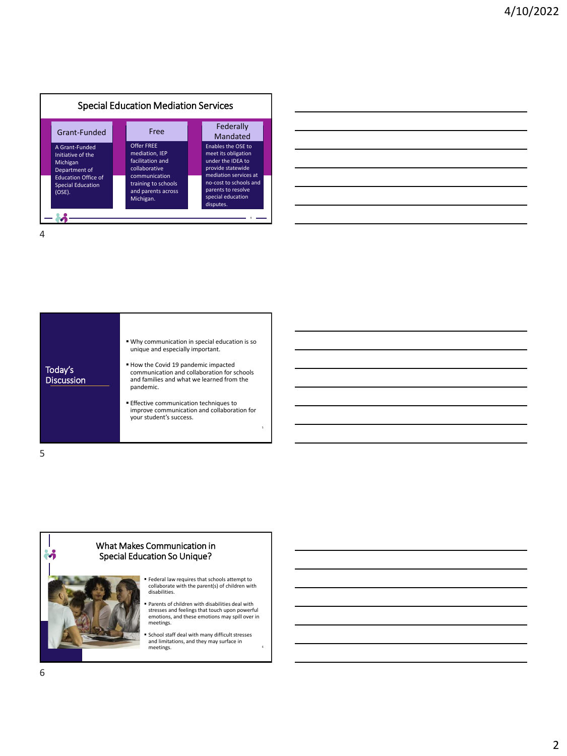## Special Education Mediation Services

**Grant-Funded**

A Grant-Funded Initiative of the Michigan Department of Education Office of Special Education (OSE).

**Free**

Offer FREE mediation, IEP facilitation and collaborative communication training to schools and parents across Michigan.

**Federally Mandated**

Enables the OSE to meet its obligation under the IDEA to provide statewide mediation services at no-cost to schools and parents to resolve special education disputes.

## Today's Discussion

- Why communication in special education is so unique and especially important.
- How the Covid 19 pandemic impacted communication and collaboration for schools and families and what we learned from the pandemic.
- Effective communication techniques to improve communication and collaboration for your student's success.

## What Makes Communication in Special Education So Unique?

- Federal law requires that schools attempt to collaborate with the parent(s) of children with disabilities.
- Parents of children with disabilities deal with stresses and feelings that touch upon powerful emotions, and these emotions may spill over in meetings.
- School staff deal with many difficult stresses and limitations, and they may surface in meetings.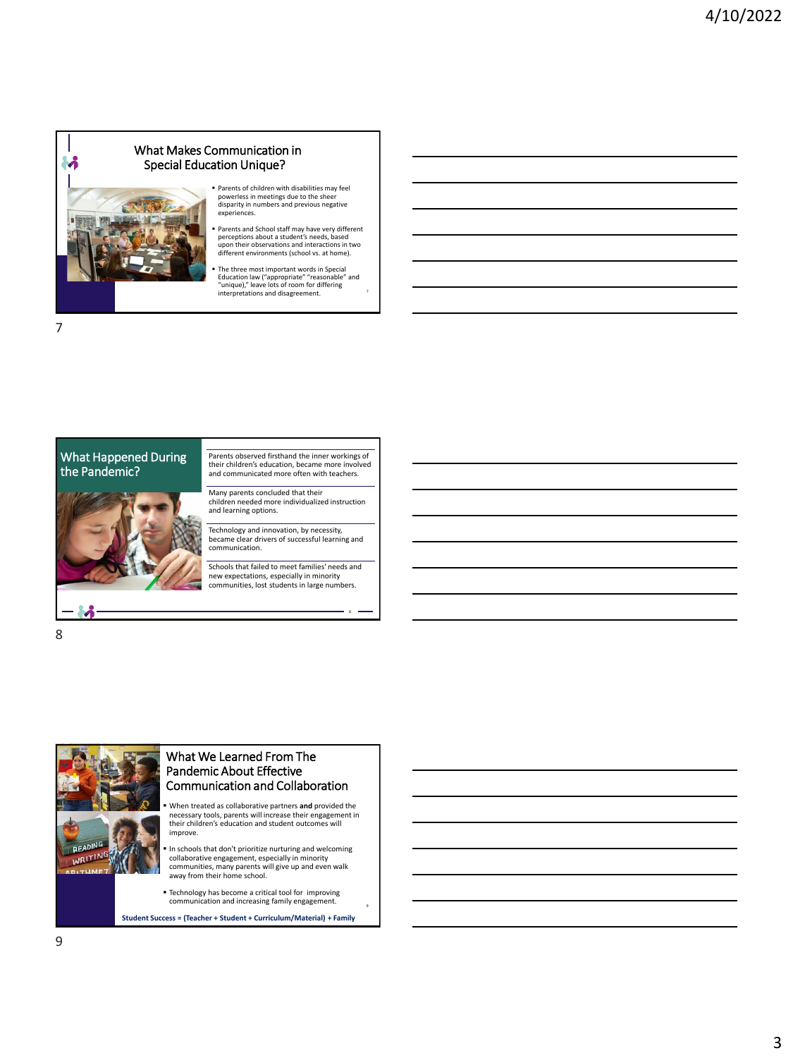## What Makes Communication in Special Education Unique?

- Parents of children with disabilities may feel powerless in meetings due to the sheer disparity in numbers and previous negative experiences.
- Parents and School staff may have very different perceptions about a student's needs, based upon their observations and interactions in two different environments (school vs. at home).
- The three most important words in Special Education law ("appropriate" "reasonable" and "unique)," leave lots of room for differing interpretations and disagreement.

## What Happened During the Pandemic?

Parents observed firsthand the inner workings of their children's education, became more involved and communicated more often with teachers.

Many parents concluded that their children needed more individualized instruction and learning options.

Technology and innovation, by necessity, became clear drivers of successful learning and communication.

Schools that failed to meet families' needs and new expectations, especially in minority communities, lost students in large numbers.

## What We Learned From The Pandemic About Effective Communication and Collaboration

- When treated as collaborative partners **and** provided the necessary tools, parents will increase their engagement in their children's education and student outcomes will improve.
- In schools that don't prioritize nurturing and welcoming collaborative engagement, especially in minority communities, many parents will give up and even walk away from their home school.
- Technology has become a critical tool for improving communication and increasing family engagement.

**Student Success = (Teacher + Student + Curriculum/Material) + Family**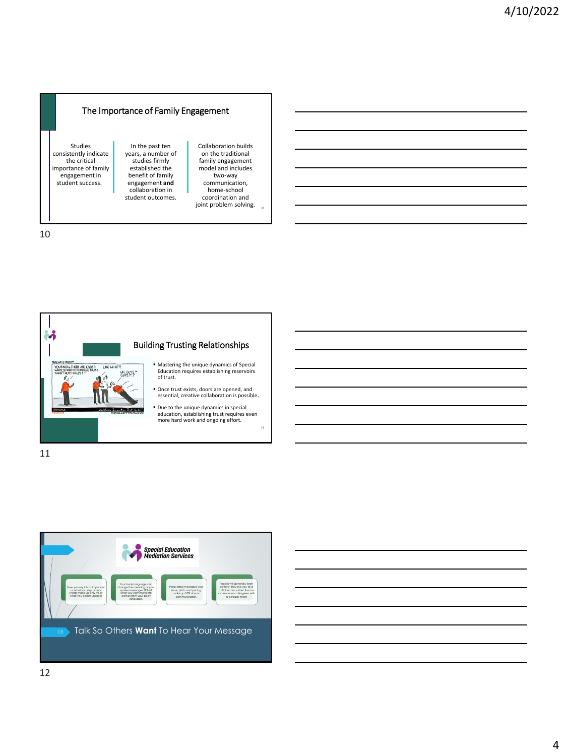## The Importance of Family Engagement

Studies consistently indicate the critical importance of family engagement in student success.

In the past ten years, a number of studies firmly established the benefit of family engagement **and** collaboration in student outcomes.

Collaboration builds on the traditional family engagement model and includes two-way communication, home-school coordination and joint problem solving.

## Building Trusting Relationships

- Mastering the unique dynamics of Special Education requires establishing reservoirs of trust.
- Once trust exists, doors are opened, and essential, creative collaboration is possible.
- Due to the unique dynamics in special education, establishing trust requires even more hard work and ongoing effort.

Special Education Mediation Services

How you say it is as important as what you say- actual words make up only 7% of what you communicate!

Your body language can change the meaning of your spoken message- 58% of what you communicate comes from your body language.

Paraverbal messages-your tone, pitch and pacing make up 35% of your communication.

People will generally listen better if they see you as a collaborator, rather than as someone who disagrees with or criticizes them

## Talk So Others **Want** To Hear Your Message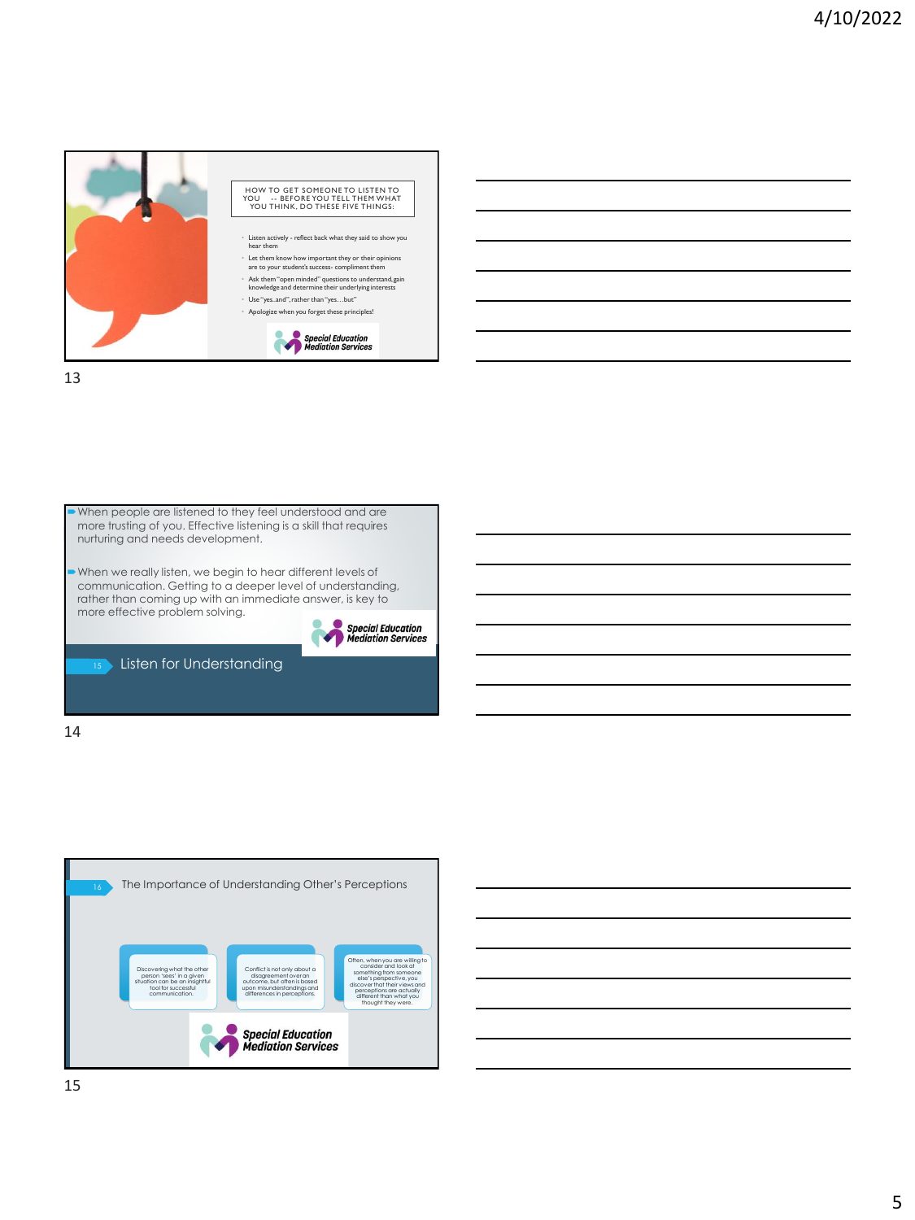## HOW TO GET SOMEONE TO LISTEN TO YOU -- BEFORE YOU TELL THEM WHAT YOU THINK, DO THESE FIVE THINGS:

- Listen actively - reflect back what they said to show you hear them
- Let them know how important they or their opinions are to your student's success- compliment them
- Ask them "open minded" questions to understand, gain knowledge and determine their underlying interests
- Use "yes..and", rather than "yes…but"
- Apologize when you forget these principles!

Special Education Mediation Services

13

## Listen for Understanding

- When people are listened to they feel understood and are more trusting of you. Effective listening is a skill that requires nurturing and needs development.
- When we really listen, we begin to hear different levels of communication. Getting to a deeper level of understanding, rather than coming up with an immediate answer, is key to more effective problem solving.

Special Education Mediation Services

14

## The Importance of Understanding Other's Perceptions

- Discovering what the other person 'sees' in a given situation can be an insightful tool for successful communication.
- Conflict is not only about a disagreement over an outcome, but often is based upon misunderstandings and differences in perceptions.
- Often, when you are willing to consider and look at something from someone else's perspective, you discover that their views and perceptions are actually different than what you thought they were.

Special Education Mediation Services

15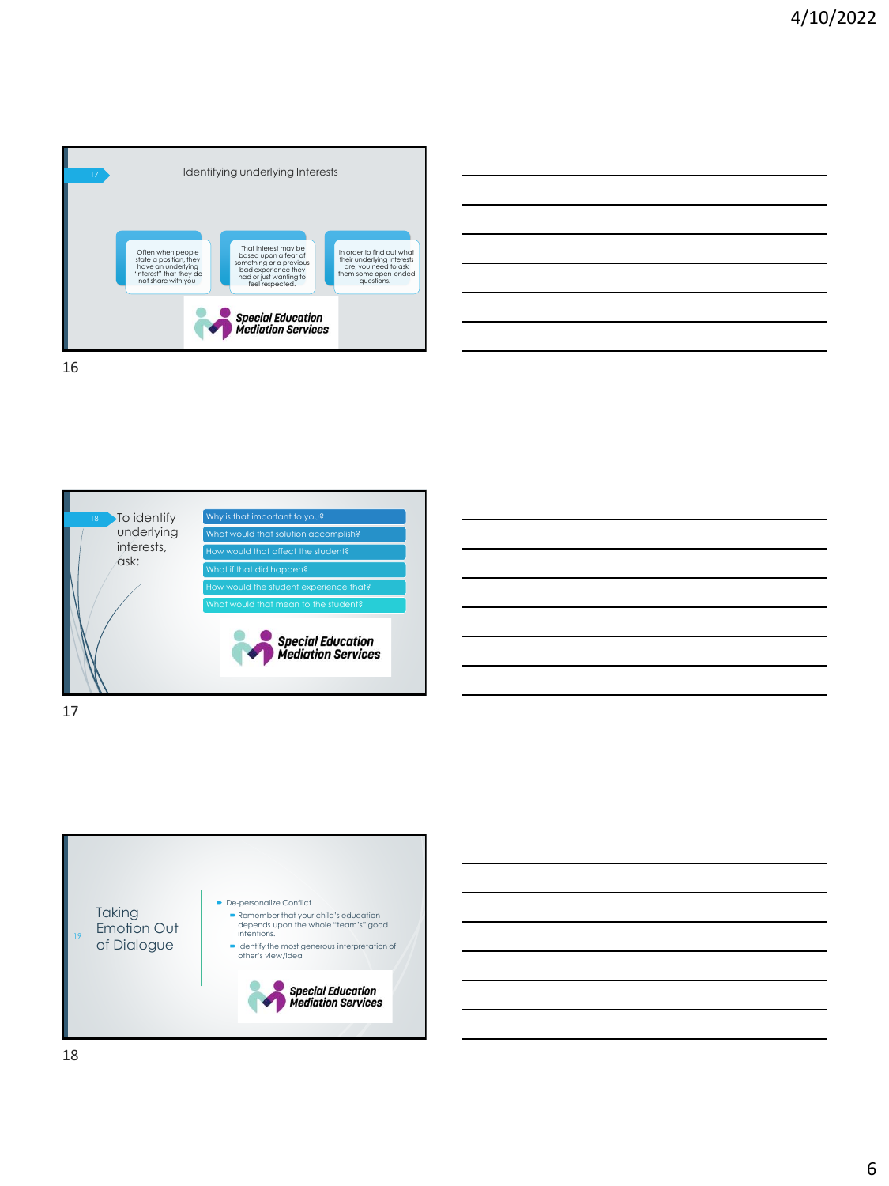## Identifying underlying Interests

- Often when people state a position, they have an underlying "interest" that they do not share with you
- That interest may be based upon a fear of something or a previous bad experience they had or just wanting to feel respected.
- In order to find out what their underlying interests are, you need to ask them some open-ended questions.

Special Education Mediation Services

## To identify underlying interests, ask:

- Why is that important to you?
- What would that solution accomplish?
- How would that affect the student?
- What if that did happen?
- How would the student experience that?
- What would that mean to the student?

Special Education Mediation Services

## Taking Emotion Out of Dialogue

- De-personalize Conflict
  - Remember that your child's education depends upon the whole "team's" good intentions.
  - Identify the most generous interpretation of other's view/idea

Special Education Mediation Services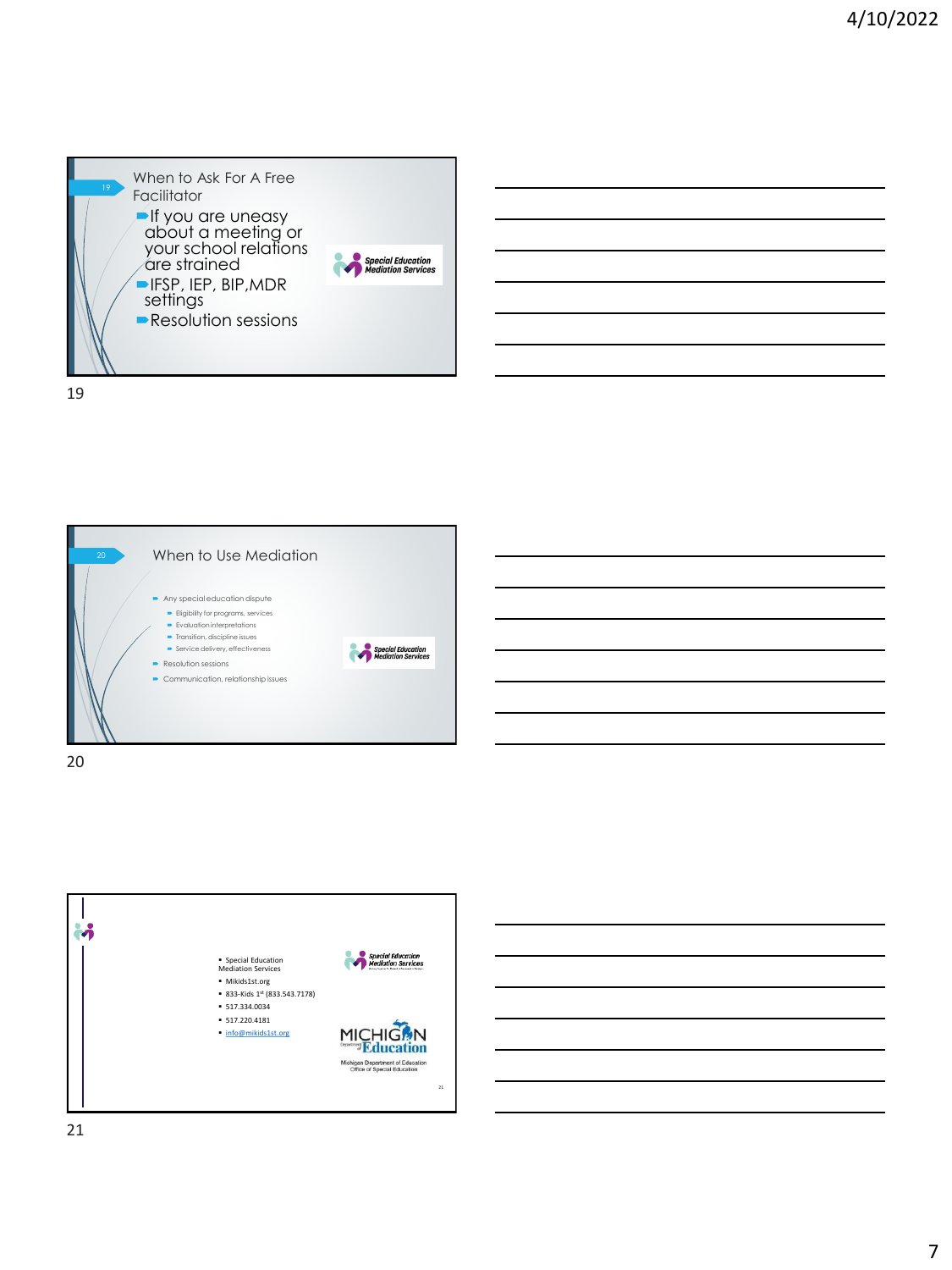## When to Ask For A Free Facilitator

- If you are uneasy about a meeting or your school relations are strained
- IFSP, IEP, BIP,MDR settings
- Resolution sessions

Special Education Mediation Services

## When to Use Mediation

- Any special education dispute
  - Eligibility for programs, services
  - Evaluation interpretations
  - Transition, discipline issues
  - Service delivery, effectiveness
- Resolution sessions
- Communication, relationship issues

Special Education Mediation Services

- Special Education Mediation Services
- Mikids1st.org
- 833-Kids 1st (833.543.7178)
- 517.334.0034
- 517.220.4181
- info@mikids1st.org

Special Education Mediation Services

MICHIGAN Department of Education

Michigan Department of Education Office of Special Education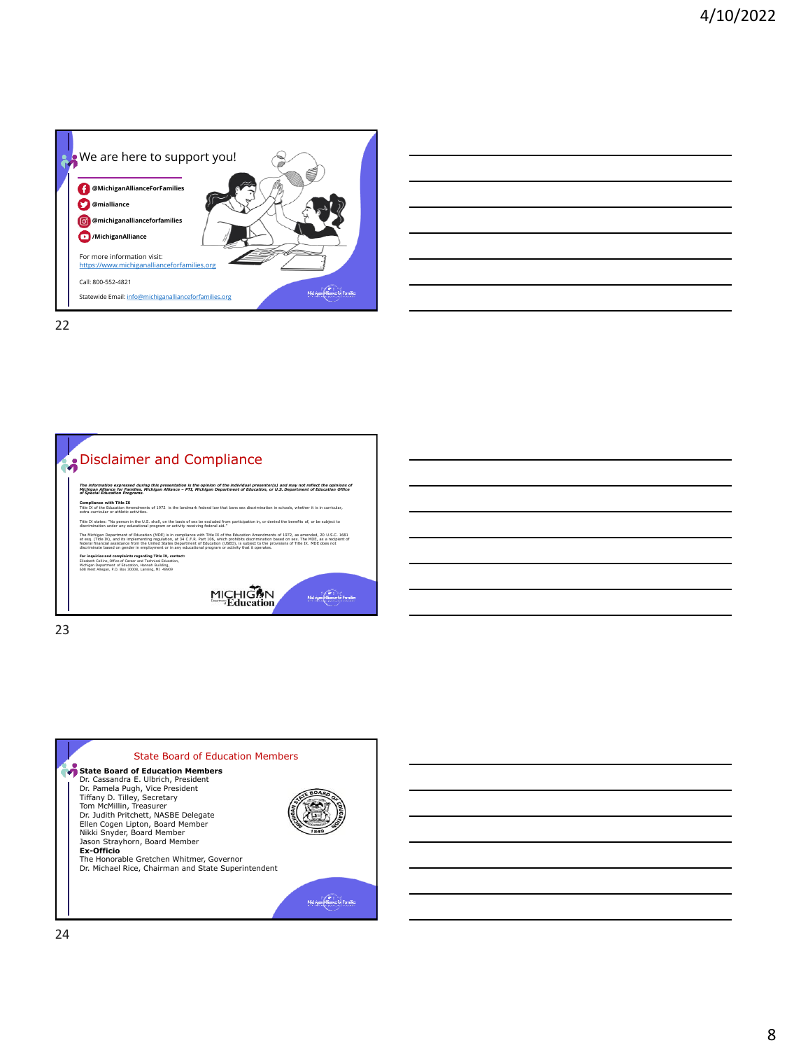## We are here to support you!

@MichiganAllianceForFamilies

@mialliance

@michiganallianceforfamilies

/MichiganAlliance

For more information visit:
https://www.michiganallianceforfamilies.org

Call: 800-552-4821

Statewide Email: info@michiganallianceforfamilies.org

## Disclaimer and Compliance

***The information expressed during this presentation is the opinion of the individual presenter(s) and may not reflect the opinions of Michigan Alliance for Families, Michigan Alliance – PTI, Michigan Department of Education, or U.S. Department of Education Office of Special Education Programs.***

**Compliance with Title IX**
Title IX of the Education Amendments of 1972 is the landmark federal law that bans sex discrimination in schools, whether it is in curricular, extra-curricular or athletic activities.

Title IX states: "No person in the U.S. shall, on the basis of sex be excluded from participation in, or denied the benefits of, or be subject to discrimination under any educational program or activity receiving federal aid."

The Michigan Department of Education (MDE) is in compliance with Title IX of the Education Amendments of 1972, as amended, 20 U.S.C. 1681 et seq. (Title IX), and its implementing regulation, at 34 C.F.R. Part 106, which prohibits discrimination based on sex. The MDE, as a recipient of federal financial assistance from the United States Department of Education (USED), is subject to the provisions of Title IX. MDE does not discriminate based on gender in employment or in any educational program or activity that it operates.

**For inquiries and complaints regarding Title IX, contact:**
Elizabeth Collins, Office of Career and Technical Education,
Michigan Department of Education, Hannah Building,
608 West Allegan, P.O. Box 30008, Lansing, MI 48909

## State Board of Education Members

**State Board of Education Members**
Dr. Cassandra E. Ulbrich, President
Dr. Pamela Pugh, Vice President
Tiffany D. Tilley, Secretary
Tom McMillin, Treasurer
Dr. Judith Pritchett, NASBE Delegate
Ellen Cogen Lipton, Board Member
Nikki Snyder, Board Member
Jason Strayhorn, Board Member
**Ex-Officio**
The Honorable Gretchen Whitmer, Governor
Dr. Michael Rice, Chairman and State Superintendent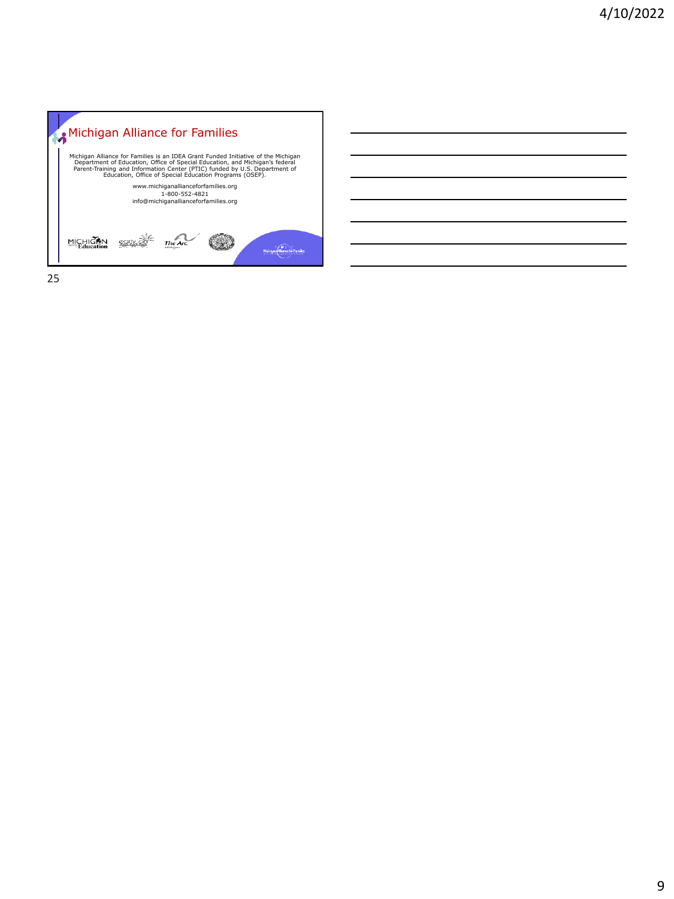## Michigan Alliance for Families

Michigan Alliance for Families is an IDEA Grant Funded Initiative of the Michigan Department of Education, Office of Special Education, and Michigan's federal Parent-Training and Information Center (PTIC) funded by U.S. Department of Education, Office of Special Education Programs (OSEP).

www.michiganallianceforfamilies.org
1-800-552-4821
info@michiganallianceforfamilies.org

25